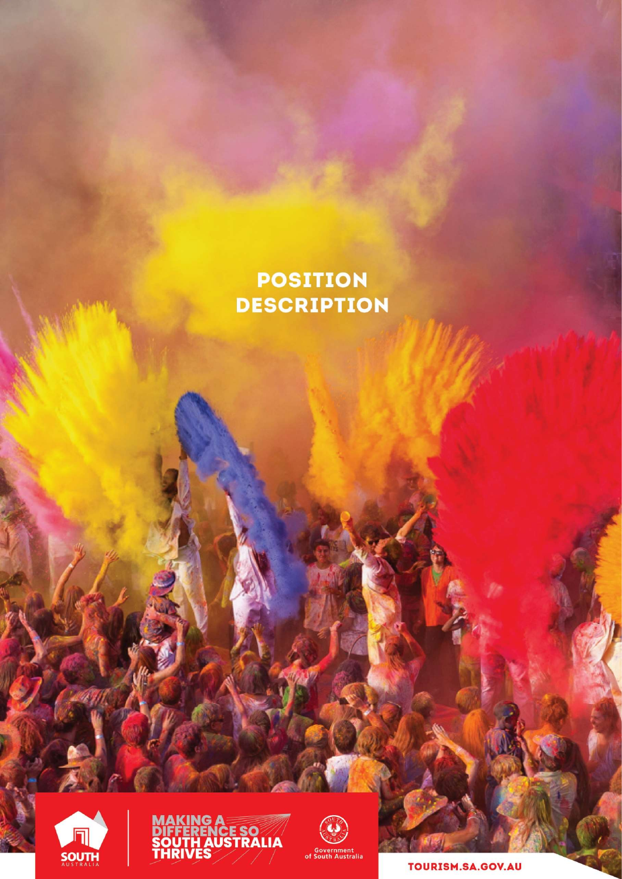# POSITION DESCRIPTION

MAKING A DIFFERENCE SO SOUTH AUSTRALIA THRIVES

SOUTH AUSTRALIA

Government of South Australia

TOURISM.SA.GOV.AU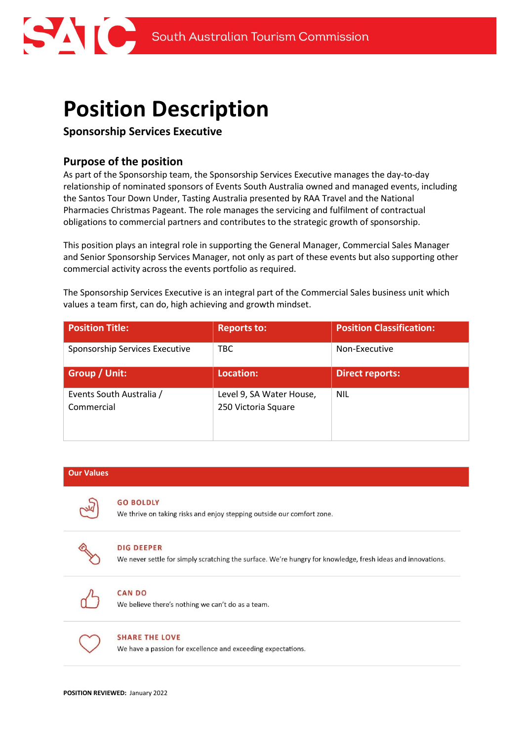# Position Description

**Sponsorship Services Executive**

## Purpose of the position

As part of the Sponsorship team, the Sponsorship Services Executive manages the day-to-day relationship of nominated sponsors of Events South Australia owned and managed events, including the Santos Tour Down Under, Tasting Australia presented by RAA Travel and the National Pharmacies Christmas Pageant. The role manages the servicing and fulfilment of contractual obligations to commercial partners and contributes to the strategic growth of sponsorship.

This position plays an integral role in supporting the General Manager, Commercial Sales Manager and Senior Sponsorship Services Manager, not only as part of these events but also supporting other commercial activity across the events portfolio as required.

The Sponsorship Services Executive is an integral part of the Commercial Sales business unit which values a team first, can do, high achieving and growth mindset.

| Position Title: | Reports to: | Position Classification: |
|---|---|---|
| Sponsorship Services Executive | TBC | Non-Executive |
| **Group / Unit:** | **Location:** | **Direct reports:** |
| Events South Australia / Commercial | Level 9, SA Water House, 250 Victoria Square | NIL |

| Our Values |
|---|
| **GO BOLDLY** We thrive on taking risks and enjoy stepping outside our comfort zone. |
| **DIG DEEPER** We never settle for simply scratching the surface. We're hungry for knowledge, fresh ideas and innovations. |
| **CAN DO** We believe there's nothing we can't do as a team. |
| **SHARE THE LOVE** We have a passion for excellence and exceeding expectations. |

**POSITION REVIEWED:** January 2022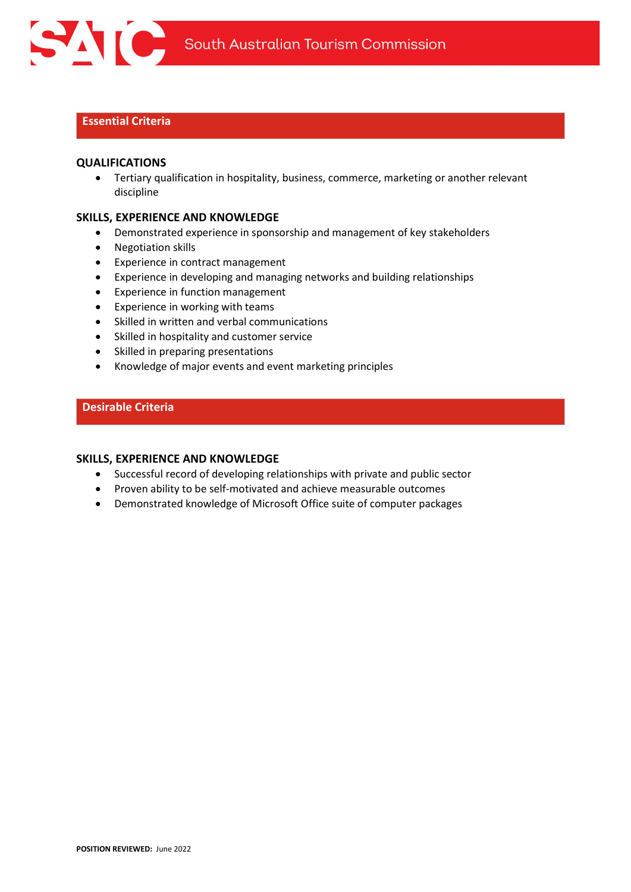## Essential Criteria

### QUALIFICATIONS

- Tertiary qualification in hospitality, business, commerce, marketing or another relevant discipline

### SKILLS, EXPERIENCE AND KNOWLEDGE

- Demonstrated experience in sponsorship and management of key stakeholders
- Negotiation skills
- Experience in contract management
- Experience in developing and managing networks and building relationships
- Experience in function management
- Experience in working with teams
- Skilled in written and verbal communications
- Skilled in hospitality and customer service
- Skilled in preparing presentations
- Knowledge of major events and event marketing principles

## Desirable Criteria

### SKILLS, EXPERIENCE AND KNOWLEDGE

- Successful record of developing relationships with private and public sector
- Proven ability to be self-motivated and achieve measurable outcomes
- Demonstrated knowledge of Microsoft Office suite of computer packages

**POSITION REVIEWED:** June 2022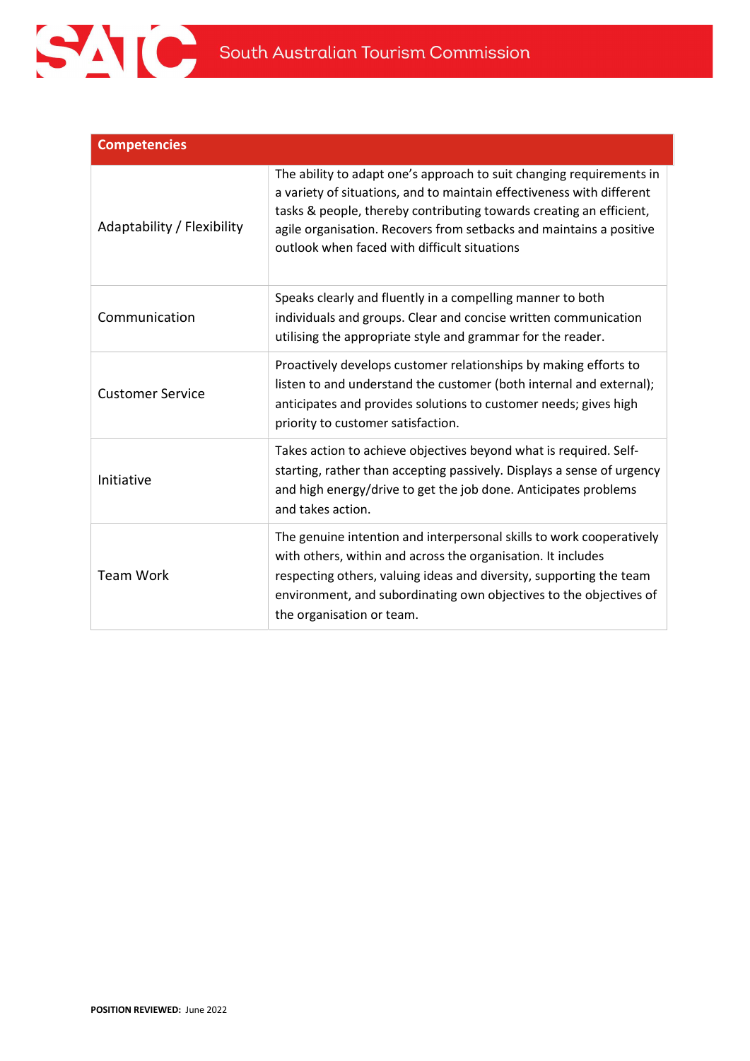| Competencies | |
|---|---|
| Adaptability / Flexibility | The ability to adapt one's approach to suit changing requirements in a variety of situations, and to maintain effectiveness with different tasks & people, thereby contributing towards creating an efficient, agile organisation. Recovers from setbacks and maintains a positive outlook when faced with difficult situations |
| Communication | Speaks clearly and fluently in a compelling manner to both individuals and groups. Clear and concise written communication utilising the appropriate style and grammar for the reader. |
| Customer Service | Proactively develops customer relationships by making efforts to listen to and understand the customer (both internal and external); anticipates and provides solutions to customer needs; gives high priority to customer satisfaction. |
| Initiative | Takes action to achieve objectives beyond what is required. Self-starting, rather than accepting passively. Displays a sense of urgency and high energy/drive to get the job done. Anticipates problems and takes action. |
| Team Work | The genuine intention and interpersonal skills to work cooperatively with others, within and across the organisation. It includes respecting others, valuing ideas and diversity, supporting the team environment, and subordinating own objectives to the objectives of the organisation or team. |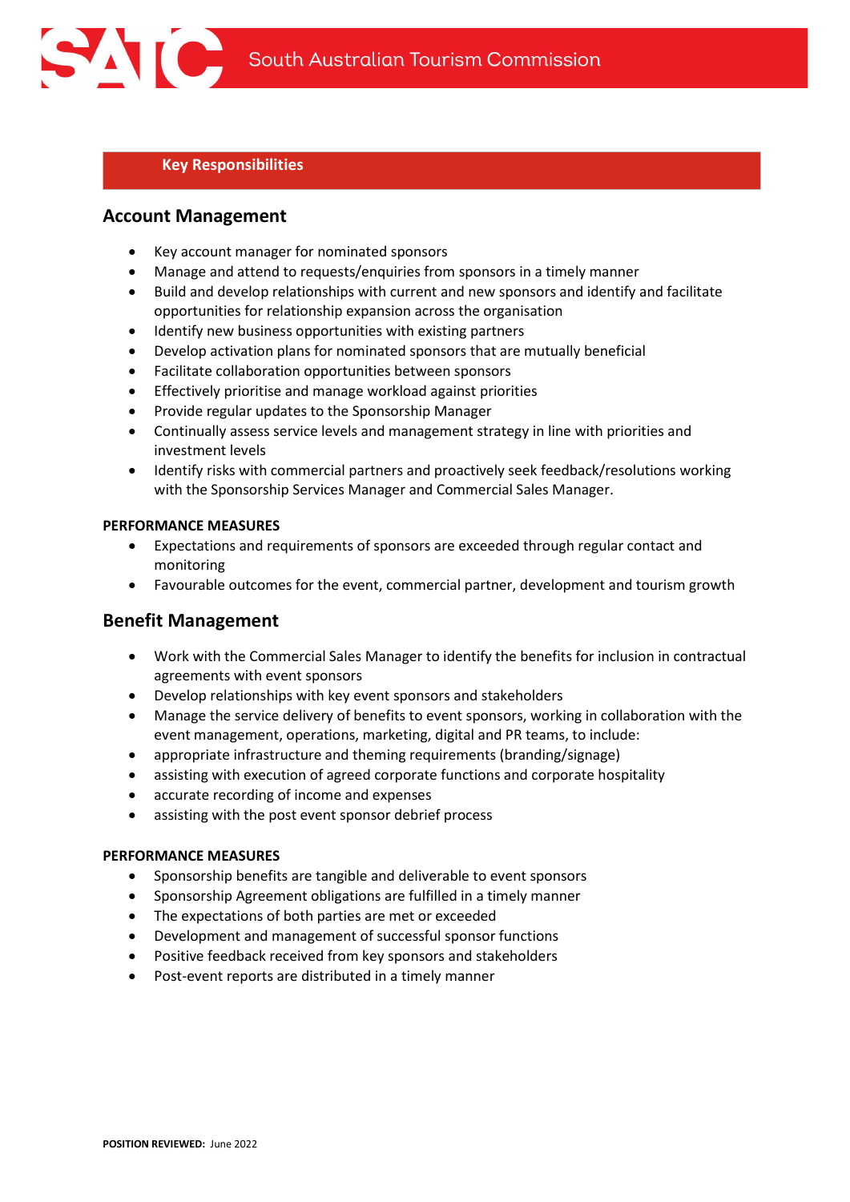## Key Responsibilities

### Account Management

- Key account manager for nominated sponsors
- Manage and attend to requests/enquiries from sponsors in a timely manner
- Build and develop relationships with current and new sponsors and identify and facilitate opportunities for relationship expansion across the organisation
- Identify new business opportunities with existing partners
- Develop activation plans for nominated sponsors that are mutually beneficial
- Facilitate collaboration opportunities between sponsors
- Effectively prioritise and manage workload against priorities
- Provide regular updates to the Sponsorship Manager
- Continually assess service levels and management strategy in line with priorities and investment levels
- Identify risks with commercial partners and proactively seek feedback/resolutions working with the Sponsorship Services Manager and Commercial Sales Manager.

**PERFORMANCE MEASURES**

- Expectations and requirements of sponsors are exceeded through regular contact and monitoring
- Favourable outcomes for the event, commercial partner, development and tourism growth

### Benefit Management

- Work with the Commercial Sales Manager to identify the benefits for inclusion in contractual agreements with event sponsors
- Develop relationships with key event sponsors and stakeholders
- Manage the service delivery of benefits to event sponsors, working in collaboration with the event management, operations, marketing, digital and PR teams, to include:
- appropriate infrastructure and theming requirements (branding/signage)
- assisting with execution of agreed corporate functions and corporate hospitality
- accurate recording of income and expenses
- assisting with the post event sponsor debrief process

**PERFORMANCE MEASURES**

- Sponsorship benefits are tangible and deliverable to event sponsors
- Sponsorship Agreement obligations are fulfilled in a timely manner
- The expectations of both parties are met or exceeded
- Development and management of successful sponsor functions
- Positive feedback received from key sponsors and stakeholders
- Post-event reports are distributed in a timely manner

**POSITION REVIEWED:** June 2022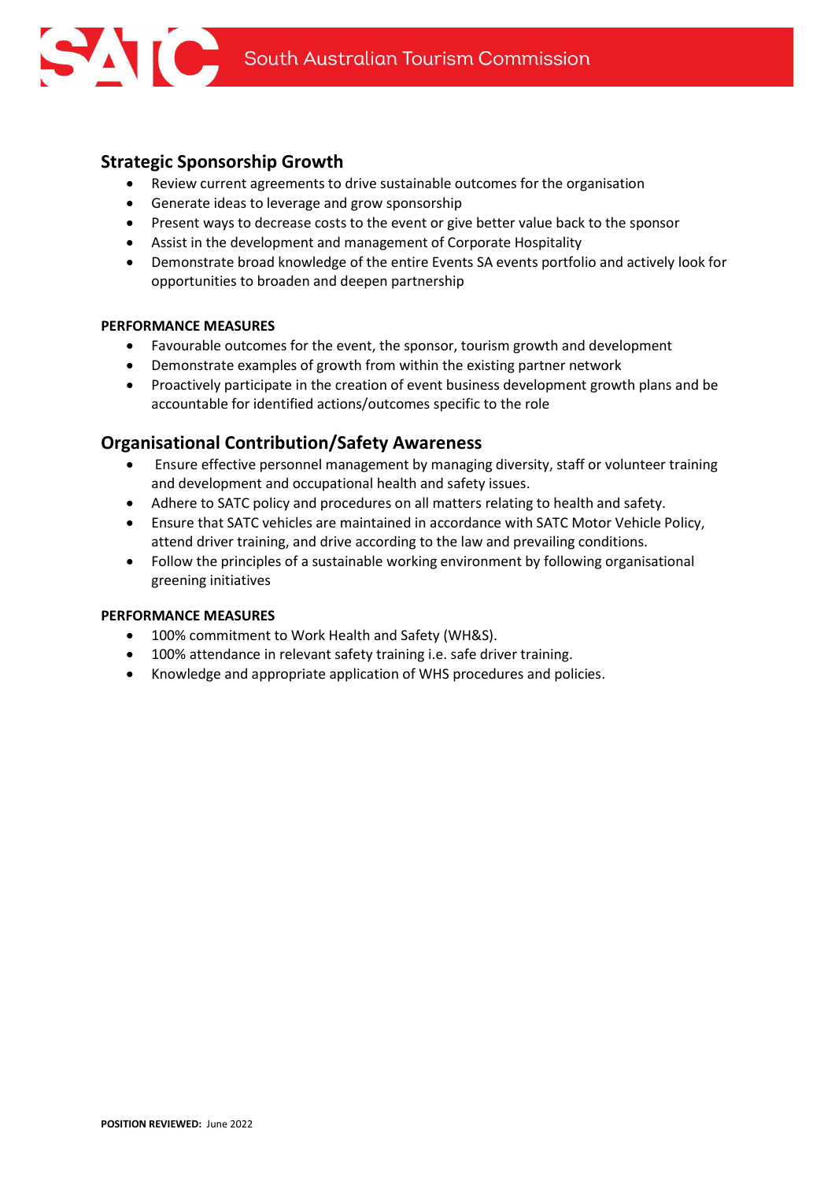## Strategic Sponsorship Growth

- Review current agreements to drive sustainable outcomes for the organisation
- Generate ideas to leverage and grow sponsorship
- Present ways to decrease costs to the event or give better value back to the sponsor
- Assist in the development and management of Corporate Hospitality
- Demonstrate broad knowledge of the entire Events SA events portfolio and actively look for opportunities to broaden and deepen partnership

**PERFORMANCE MEASURES**

- Favourable outcomes for the event, the sponsor, tourism growth and development
- Demonstrate examples of growth from within the existing partner network
- Proactively participate in the creation of event business development growth plans and be accountable for identified actions/outcomes specific to the role

## Organisational Contribution/Safety Awareness

- Ensure effective personnel management by managing diversity, staff or volunteer training and development and occupational health and safety issues.
- Adhere to SATC policy and procedures on all matters relating to health and safety.
- Ensure that SATC vehicles are maintained in accordance with SATC Motor Vehicle Policy, attend driver training, and drive according to the law and prevailing conditions.
- Follow the principles of a sustainable working environment by following organisational greening initiatives

**PERFORMANCE MEASURES**

- 100% commitment to Work Health and Safety (WH&S).
- 100% attendance in relevant safety training i.e. safe driver training.
- Knowledge and appropriate application of WHS procedures and policies.

**POSITION REVIEWED:** June 2022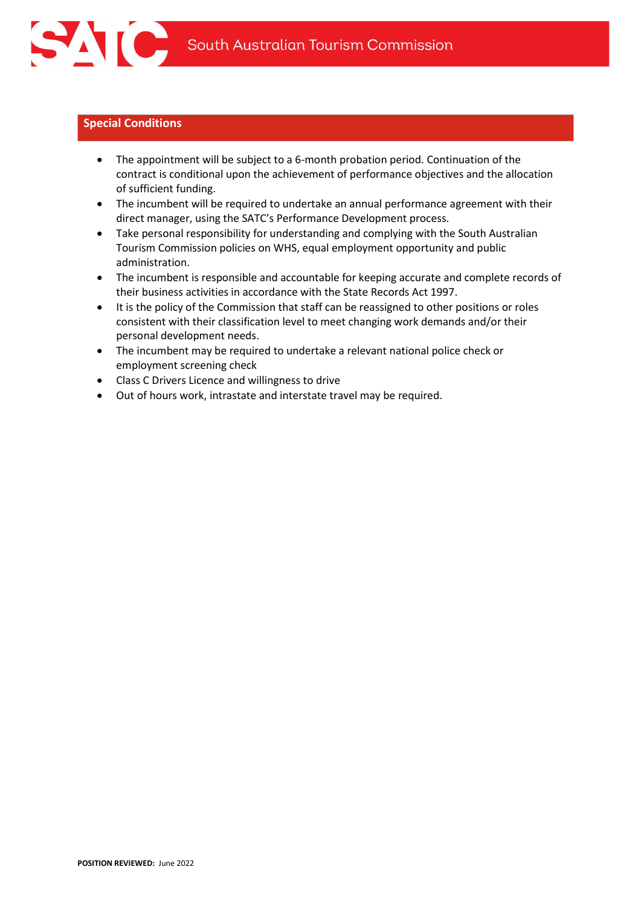## Special Conditions

- The appointment will be subject to a 6-month probation period. Continuation of the contract is conditional upon the achievement of performance objectives and the allocation of sufficient funding.
- The incumbent will be required to undertake an annual performance agreement with their direct manager, using the SATC's Performance Development process.
- Take personal responsibility for understanding and complying with the South Australian Tourism Commission policies on WHS, equal employment opportunity and public administration.
- The incumbent is responsible and accountable for keeping accurate and complete records of their business activities in accordance with the State Records Act 1997.
- It is the policy of the Commission that staff can be reassigned to other positions or roles consistent with their classification level to meet changing work demands and/or their personal development needs.
- The incumbent may be required to undertake a relevant national police check or employment screening check
- Class C Drivers Licence and willingness to drive
- Out of hours work, intrastate and interstate travel may be required.

**POSITION REVIEWED:** June 2022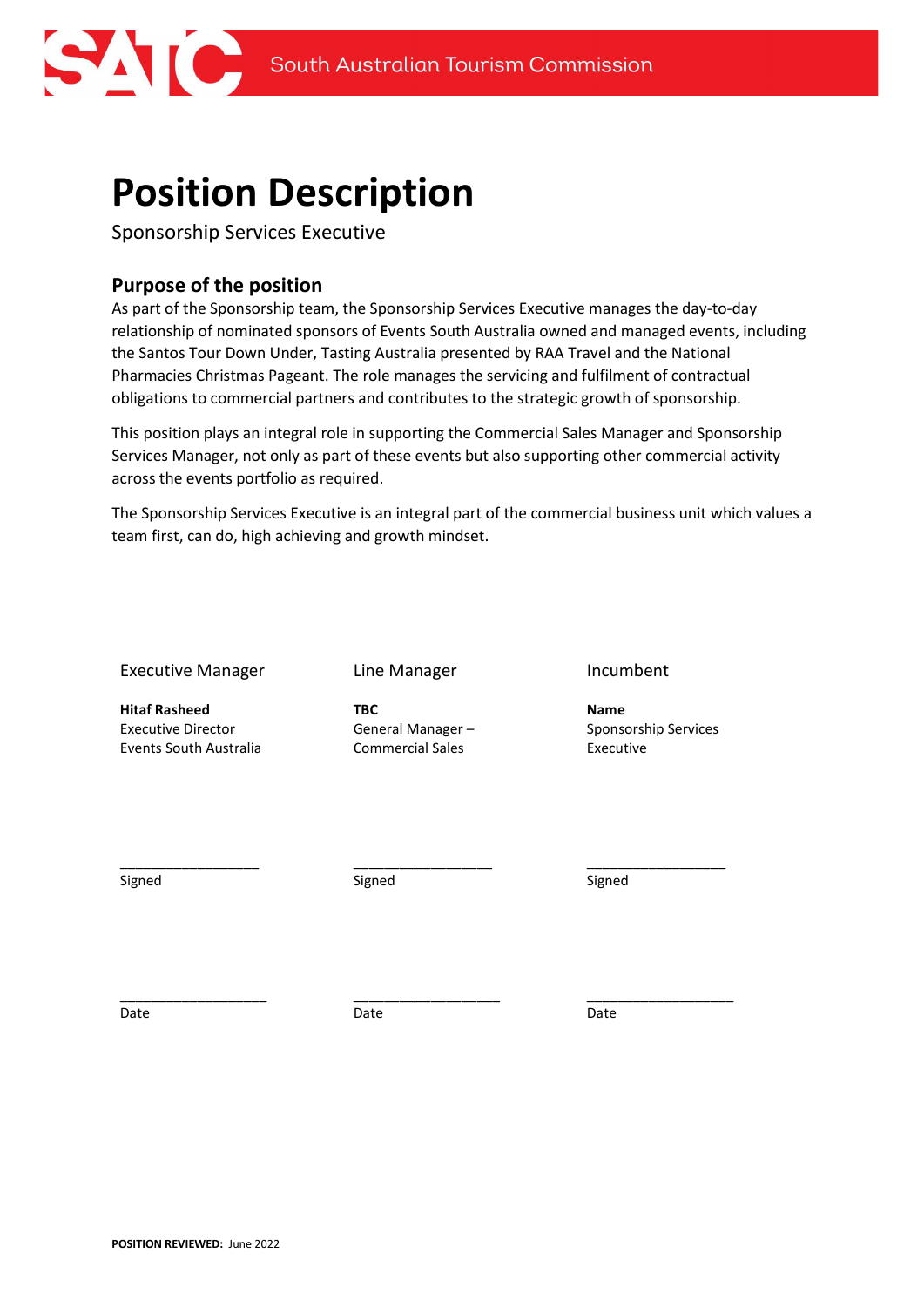# Position Description

Sponsorship Services Executive

## Purpose of the position

As part of the Sponsorship team, the Sponsorship Services Executive manages the day-to-day relationship of nominated sponsors of Events South Australia owned and managed events, including the Santos Tour Down Under, Tasting Australia presented by RAA Travel and the National Pharmacies Christmas Pageant. The role manages the servicing and fulfilment of contractual obligations to commercial partners and contributes to the strategic growth of sponsorship.

This position plays an integral role in supporting the Commercial Sales Manager and Sponsorship Services Manager, not only as part of these events but also supporting other commercial activity across the events portfolio as required.

The Sponsorship Services Executive is an integral part of the commercial business unit which values a team first, can do, high achieving and growth mindset.

| Executive Manager | Line Manager | Incumbent |
|---|---|---|
| **Hitaf Rasheed**<br>Executive Director<br>Events South Australia | **TBC**<br>General Manager – Commercial Sales | **Name**<br>Sponsorship Services Executive |
| ___________________<br>Signed | ___________________<br>Signed | ___________________<br>Signed |
| ___________________<br>Date | ___________________<br>Date | ___________________<br>Date |

**POSITION REVIEWED:** June 2022